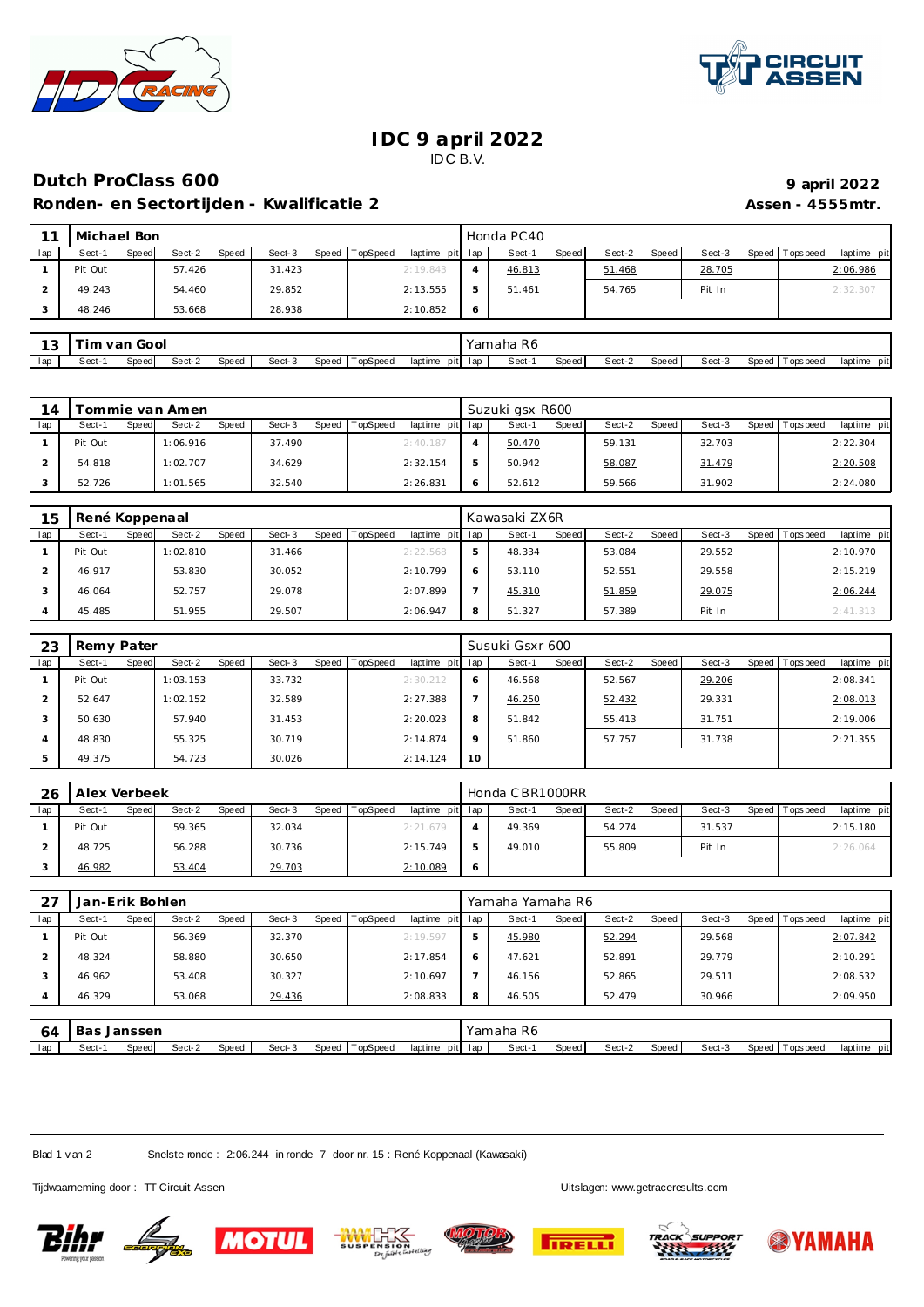# IDC 9 april 2022

IDC B.V.

## Dutch ProClass 600

**9 april 2022**

### Ronden- en Sectortijden - Kwalificatie 2

**Assen - 4555mtr.**

| 11 | Michael Bon | | | | | | | | Honda PC40 | | | | | | | | |
|---|---|---|---|---|---|---|---|---|---|---|---|---|---|---|---|---|---|
| lap | Sect-1 | Speed | Sect-2 | Speed | Sect-3 | Speed | TopSpeed | laptime pit | lap | Sect-1 | Speed | Sect-2 | Speed | Sect-3 | Speed | Topspeed | laptime pit |
| 1 | Pit Out | | 57.426 | | 31.423 | | | 2:19.843 | 4 | 46.813 | | 51.468 | | 28.705 | | | 2:06.986 |
| 2 | 49.243 | | 54.460 | | 29.852 | | | 2:13.555 | 5 | 51.461 | | 54.765 | | Pit In | | | 2:32.307 |
| 3 | 48.246 | | 53.668 | | 28.938 | | | 2:10.852 | 6 | | | | | | | | |

| 13 | Tim van Gool | | | | | | | | Yamaha R6 | | | | | | | | |
|---|---|---|---|---|---|---|---|---|---|---|---|---|---|---|---|---|---|
| lap | Sect-1 | Speed | Sect-2 | Speed | Sect-3 | Speed | TopSpeed | laptime pit | lap | Sect-1 | Speed | Sect-2 | Speed | Sect-3 | Speed | Topspeed | laptime pit |

| 14 | Tommie van Amen | | | | | | | | Suzuki gsx R600 | | | | | | | | |
|---|---|---|---|---|---|---|---|---|---|---|---|---|---|---|---|---|---|
| lap | Sect-1 | Speed | Sect-2 | Speed | Sect-3 | Speed | TopSpeed | laptime pit | lap | Sect-1 | Speed | Sect-2 | Speed | Sect-3 | Speed | Topspeed | laptime pit |
| 1 | Pit Out | | 1:06.916 | | 37.490 | | | 2:40.187 | 4 | 50.470 | | 59.131 | | 32.703 | | | 2:22.304 |
| 2 | 54.818 | | 1:02.707 | | 34.629 | | | 2:32.154 | 5 | 50.942 | | 58.087 | | 31.479 | | | 2:20.508 |
| 3 | 52.726 | | 1:01.565 | | 32.540 | | | 2:26.831 | 6 | 52.612 | | 59.566 | | 31.902 | | | 2:24.080 |

| 15 | René Koppenaal | | | | | | | | Kawasaki ZX6R | | | | | | | | |
|---|---|---|---|---|---|---|---|---|---|---|---|---|---|---|---|---|---|
| lap | Sect-1 | Speed | Sect-2 | Speed | Sect-3 | Speed | TopSpeed | laptime pit | lap | Sect-1 | Speed | Sect-2 | Speed | Sect-3 | Speed | Topspeed | laptime pit |
| 1 | Pit Out | | 1:02.810 | | 31.466 | | | 2:22.568 | 5 | 48.334 | | 53.084 | | 29.552 | | | 2:10.970 |
| 2 | 46.917 | | 53.830 | | 30.052 | | | 2:10.799 | 6 | 53.110 | | 52.551 | | 29.558 | | | 2:15.219 |
| 3 | 46.064 | | 52.757 | | 29.078 | | | 2:07.899 | 7 | 45.310 | | 51.859 | | 29.075 | | | 2:06.244 |
| 4 | 45.485 | | 51.955 | | 29.507 | | | 2:06.947 | 8 | 51.327 | | 57.389 | | Pit In | | | 2:41.313 |

| 23 | Remy Pater | | | | | | | | Susuki Gsxr 600 | | | | | | | | |
|---|---|---|---|---|---|---|---|---|---|---|---|---|---|---|---|---|---|
| lap | Sect-1 | Speed | Sect-2 | Speed | Sect-3 | Speed | TopSpeed | laptime pit | lap | Sect-1 | Speed | Sect-2 | Speed | Sect-3 | Speed | Topspeed | laptime pit |
| 1 | Pit Out | | 1:03.153 | | 33.732 | | | 2:30.212 | 6 | 46.568 | | 52.567 | | 29.206 | | | 2:08.341 |
| 2 | 52.647 | | 1:02.152 | | 32.589 | | | 2:27.388 | 7 | 46.250 | | 52.432 | | 29.331 | | | 2:08.013 |
| 3 | 50.630 | | 57.940 | | 31.453 | | | 2:20.023 | 8 | 51.842 | | 55.413 | | 31.751 | | | 2:19.006 |
| 4 | 48.830 | | 55.325 | | 30.719 | | | 2:14.874 | 9 | 51.860 | | 57.757 | | 31.738 | | | 2:21.355 |
| 5 | 49.375 | | 54.723 | | 30.026 | | | 2:14.124 | 10 | | | | | | | | |

| 26 | Alex Verbeek | | | | | | | | Honda CBR1000RR | | | | | | | | |
|---|---|---|---|---|---|---|---|---|---|---|---|---|---|---|---|---|---|
| lap | Sect-1 | Speed | Sect-2 | Speed | Sect-3 | Speed | TopSpeed | laptime pit | lap | Sect-1 | Speed | Sect-2 | Speed | Sect-3 | Speed | Topspeed | laptime pit |
| 1 | Pit Out | | 59.365 | | 32.034 | | | 2:21.679 | 4 | 49.369 | | 54.274 | | 31.537 | | | 2:15.180 |
| 2 | 48.725 | | 56.288 | | 30.736 | | | 2:15.749 | 5 | 49.010 | | 55.809 | | Pit In | | | 2:26.064 |
| 3 | 46.982 | | 53.404 | | 29.703 | | | 2:10.089 | 6 | | | | | | | | |

| 27 | Jan-Erik Bohlen | | | | | | | | Yamaha Yamaha R6 | | | | | | | | |
|---|---|---|---|---|---|---|---|---|---|---|---|---|---|---|---|---|---|
| lap | Sect-1 | Speed | Sect-2 | Speed | Sect-3 | Speed | TopSpeed | laptime pit | lap | Sect-1 | Speed | Sect-2 | Speed | Sect-3 | Speed | Topspeed | laptime pit |
| 1 | Pit Out | | 56.369 | | 32.370 | | | 2:19.597 | 5 | 45.980 | | 52.294 | | 29.568 | | | 2:07.842 |
| 2 | 48.324 | | 58.880 | | 30.650 | | | 2:17.854 | 6 | 47.621 | | 52.891 | | 29.779 | | | 2:10.291 |
| 3 | 46.962 | | 53.408 | | 30.327 | | | 2:10.697 | 7 | 46.156 | | 52.865 | | 29.511 | | | 2:08.532 |
| 4 | 46.329 | | 53.068 | | 29.436 | | | 2:08.833 | 8 | 46.505 | | 52.479 | | 30.966 | | | 2:09.950 |

| 64 | Bas Janssen | | | | | | | | Yamaha R6 | | | | | | | | |
|---|---|---|---|---|---|---|---|---|---|---|---|---|---|---|---|---|---|
| lap | Sect-1 | Speed | Sect-2 | Speed | Sect-3 | Speed | TopSpeed | laptime pit | lap | Sect-1 | Speed | Sect-2 | Speed | Sect-3 | Speed | Topspeed | laptime pit |

Snelste ronde : 2:06.244 in ronde 7 door nr. 15 : René Koppenaal (Kawasaki)

Tijdwaarneming door : TT Circuit Assen

Uitslagen: www.getraceresults.com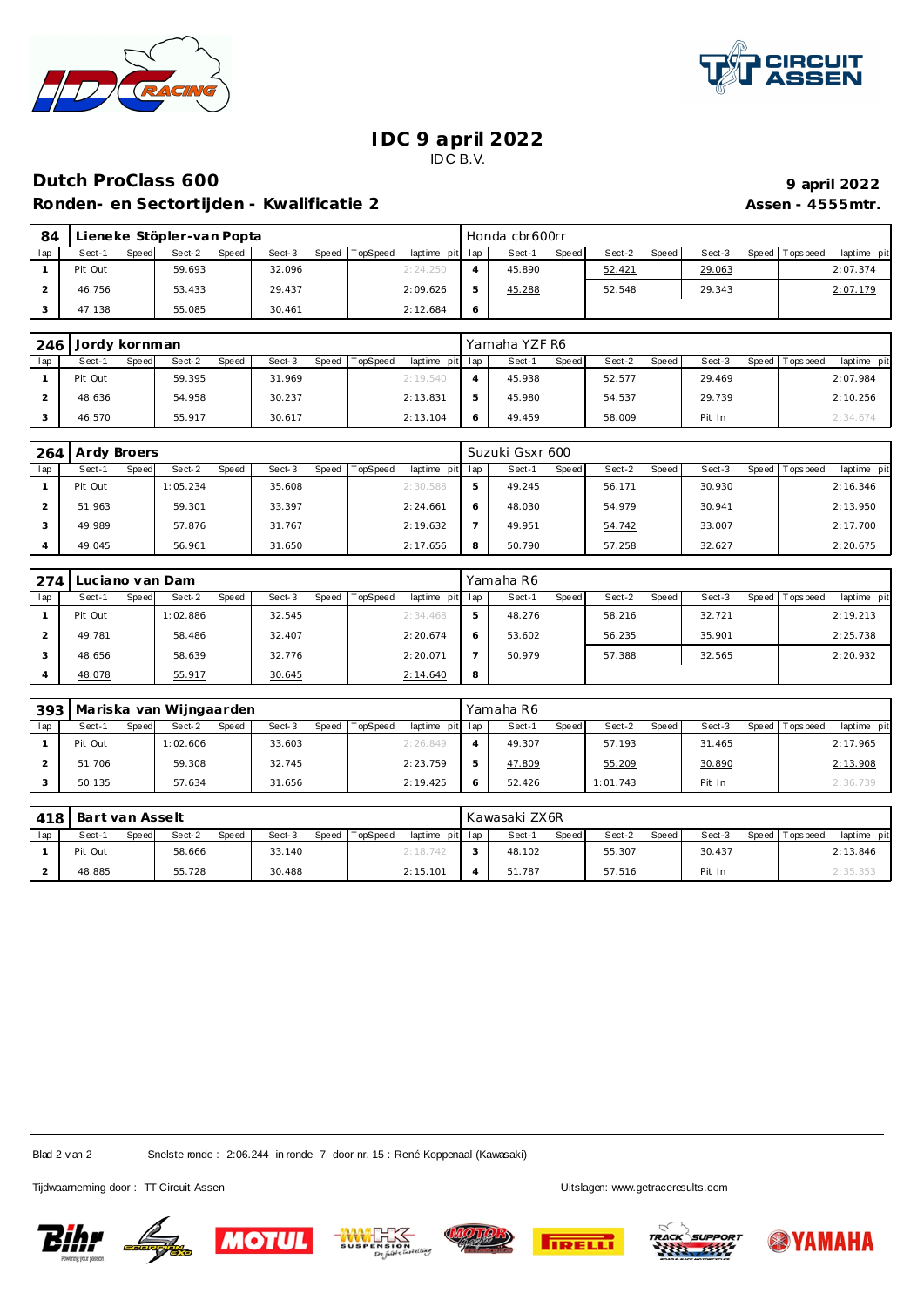# IDC 9 april 2022

IDC B.V.

## Dutch ProClass 600

**9 april 2022**

### Ronden- en Sectortijden - Kwalificatie 2

**Assen - 4555mtr.**

| 84 | Lieneke Stöpler-van Popta | | | | | | | | Honda cbr600rr | | | | | | | | |
|---|---|---|---|---|---|---|---|---|---|---|---|---|---|---|---|---|---|
| lap | Sect-1 | Speed | Sect-2 | Speed | Sect-3 | Speed | TopSpeed | laptime pit | lap | Sect-1 | Speed | Sect-2 | Speed | Sect-3 | Speed | Topspeed | laptime pit |
| 1 | Pit Out | | 59.693 | | 32.096 | | | 2:24.250 | 4 | 45.890 | | 52.421 | | 29.063 | | | 2:07.374 |
| 2 | 46.756 | | 53.433 | | 29.437 | | | 2:09.626 | 5 | 45.288 | | 52.548 | | 29.343 | | | 2:07.179 |
| 3 | 47.138 | | 55.085 | | 30.461 | | | 2:12.684 | 6 | | | | | | | | |

| 246 | Jordy kornman | | | | | | | | Yamaha YZF R6 | | | | | | | | |
|---|---|---|---|---|---|---|---|---|---|---|---|---|---|---|---|---|---|
| lap | Sect-1 | Speed | Sect-2 | Speed | Sect-3 | Speed | TopSpeed | laptime pit | lap | Sect-1 | Speed | Sect-2 | Speed | Sect-3 | Speed | Topspeed | laptime pit |
| 1 | Pit Out | | 59.395 | | 31.969 | | | 2:19.540 | 4 | 45.938 | | 52.577 | | 29.469 | | | 2:07.984 |
| 2 | 48.636 | | 54.958 | | 30.237 | | | 2:13.831 | 5 | 45.980 | | 54.537 | | 29.739 | | | 2:10.256 |
| 3 | 46.570 | | 55.917 | | 30.617 | | | 2:13.104 | 6 | 49.459 | | 58.009 | | Pit In | | | 2:34.674 |

| 264 | Ardy Broers | | | | | | | | Suzuki Gsxr 600 | | | | | | | | |
|---|---|---|---|---|---|---|---|---|---|---|---|---|---|---|---|---|---|
| lap | Sect-1 | Speed | Sect-2 | Speed | Sect-3 | Speed | TopSpeed | laptime pit | lap | Sect-1 | Speed | Sect-2 | Speed | Sect-3 | Speed | Topspeed | laptime pit |
| 1 | Pit Out | | 1:05.234 | | 35.608 | | | 2:30.588 | 5 | 49.245 | | 56.171 | | 30.930 | | | 2:16.346 |
| 2 | 51.963 | | 59.301 | | 33.397 | | | 2:24.661 | 6 | 48.030 | | 54.979 | | 30.941 | | | 2:13.950 |
| 3 | 49.989 | | 57.876 | | 31.767 | | | 2:19.632 | 7 | 49.951 | | 54.742 | | 33.007 | | | 2:17.700 |
| 4 | 49.045 | | 56.961 | | 31.650 | | | 2:17.656 | 8 | 50.790 | | 57.258 | | 32.627 | | | 2:20.675 |

| 274 | Luciano van Dam | | | | | | | | Yamaha R6 | | | | | | | | |
|---|---|---|---|---|---|---|---|---|---|---|---|---|---|---|---|---|---|
| lap | Sect-1 | Speed | Sect-2 | Speed | Sect-3 | Speed | TopSpeed | laptime pit | lap | Sect-1 | Speed | Sect-2 | Speed | Sect-3 | Speed | Topspeed | laptime pit |
| 1 | Pit Out | | 1:02.886 | | 32.545 | | | 2:34.468 | 5 | 48.276 | | 58.216 | | 32.721 | | | 2:19.213 |
| 2 | 49.781 | | 58.486 | | 32.407 | | | 2:20.674 | 6 | 53.602 | | 56.235 | | 35.901 | | | 2:25.738 |
| 3 | 48.656 | | 58.639 | | 32.776 | | | 2:20.071 | 7 | 50.979 | | 57.388 | | 32.565 | | | 2:20.932 |
| 4 | 48.078 | | 55.917 | | 30.645 | | | 2:14.640 | 8 | | | | | | | | |

| 393 | Mariska van Wijngaarden | | | | | | | | Yamaha R6 | | | | | | | | |
|---|---|---|---|---|---|---|---|---|---|---|---|---|---|---|---|---|---|
| lap | Sect-1 | Speed | Sect-2 | Speed | Sect-3 | Speed | TopSpeed | laptime pit | lap | Sect-1 | Speed | Sect-2 | Speed | Sect-3 | Speed | Topspeed | laptime pit |
| 1 | Pit Out | | 1:02.606 | | 33.603 | | | 2:26.849 | 4 | 49.307 | | 57.193 | | 31.465 | | | 2:17.965 |
| 2 | 51.706 | | 59.308 | | 32.745 | | | 2:23.759 | 5 | 47.809 | | 55.209 | | 30.890 | | | 2:13.908 |
| 3 | 50.135 | | 57.634 | | 31.656 | | | 2:19.425 | 6 | 52.426 | | 1:01.743 | | Pit In | | | 2:36.739 |

| 418 | Bart van Asselt | | | | | | | | Kawasaki ZX6R | | | | | | | | |
|---|---|---|---|---|---|---|---|---|---|---|---|---|---|---|---|---|---|
| lap | Sect-1 | Speed | Sect-2 | Speed | Sect-3 | Speed | TopSpeed | laptime pit | lap | Sect-1 | Speed | Sect-2 | Speed | Sect-3 | Speed | Topspeed | laptime pit |
| 1 | Pit Out | | 58.666 | | 33.140 | | | 2:18.742 | 3 | 48.102 | | 55.307 | | 30.437 | | | 2:13.846 |
| 2 | 48.885 | | 55.728 | | 30.488 | | | 2:15.101 | 4 | 51.787 | | 57.516 | | Pit In | | | 2:35.353 |

Snelste ronde : 2:06.244 in ronde 7 door nr. 15 : René Koppenaal (Kawasaki)

Tijdwaarneming door : TT Circuit Assen

Uitslagen: www.getraceresults.com